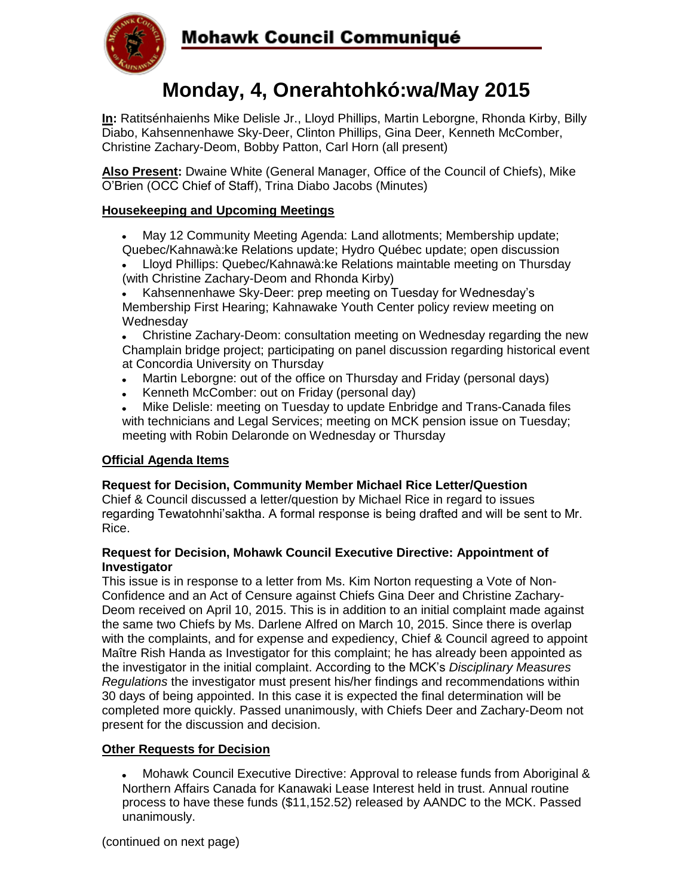# Mohawk Council Communiqué

# Monday, 4, Onerahtohkó:wa/May 2015

**In:** Ratitsénhaienhs Mike Delisle Jr., Lloyd Phillips, Martin Leborgne, Rhonda Kirby, Billy Diabo, Kahsennenhawe Sky-Deer, Clinton Phillips, Gina Deer, Kenneth McComber, Christine Zachary-Deom, Bobby Patton, Carl Horn (all present)

**Also Present:** Dwaine White (General Manager, Office of the Council of Chiefs), Mike O'Brien (OCC Chief of Staff), Trina Diabo Jacobs (Minutes)

## Housekeeping and Upcoming Meetings

- May 12 Community Meeting Agenda: Land allotments; Membership update; Quebec/Kahnawà:ke Relations update; Hydro Québec update; open discussion
- Lloyd Phillips: Quebec/Kahnawà:ke Relations maintable meeting on Thursday (with Christine Zachary-Deom and Rhonda Kirby)
- Kahsennenhawe Sky-Deer: prep meeting on Tuesday for Wednesday's Membership First Hearing; Kahnawake Youth Center policy review meeting on Wednesday
- Christine Zachary-Deom: consultation meeting on Wednesday regarding the new Champlain bridge project; participating on panel discussion regarding historical event at Concordia University on Thursday
- Martin Leborgne: out of the office on Thursday and Friday (personal days)
- Kenneth McComber: out on Friday (personal day)
- Mike Delisle: meeting on Tuesday to update Enbridge and Trans-Canada files with technicians and Legal Services; meeting on MCK pension issue on Tuesday; meeting with Robin Delaronde on Wednesday or Thursday

## Official Agenda Items

**Request for Decision, Community Member Michael Rice Letter/Question**
Chief & Council discussed a letter/question by Michael Rice in regard to issues regarding Tewatohnhi'saktha. A formal response is being drafted and will be sent to Mr. Rice.

**Request for Decision, Mohawk Council Executive Directive: Appointment of Investigator**
This issue is in response to a letter from Ms. Kim Norton requesting a Vote of Non-Confidence and an Act of Censure against Chiefs Gina Deer and Christine Zachary-Deom received on April 10, 2015. This is in addition to an initial complaint made against the same two Chiefs by Ms. Darlene Alfred on March 10, 2015. Since there is overlap with the complaints, and for expense and expediency, Chief & Council agreed to appoint Maître Rish Handa as Investigator for this complaint; he has already been appointed as the investigator in the initial complaint. According to the MCK's *Disciplinary Measures Regulations* the investigator must present his/her findings and recommendations within 30 days of being appointed. In this case it is expected the final determination will be completed more quickly. Passed unanimously, with Chiefs Deer and Zachary-Deom not present for the discussion and decision.

## Other Requests for Decision

- Mohawk Council Executive Directive: Approval to release funds from Aboriginal & Northern Affairs Canada for Kanawaki Lease Interest held in trust. Annual routine process to have these funds ($11,152.52) released by AANDC to the MCK. Passed unanimously.

(continued on next page)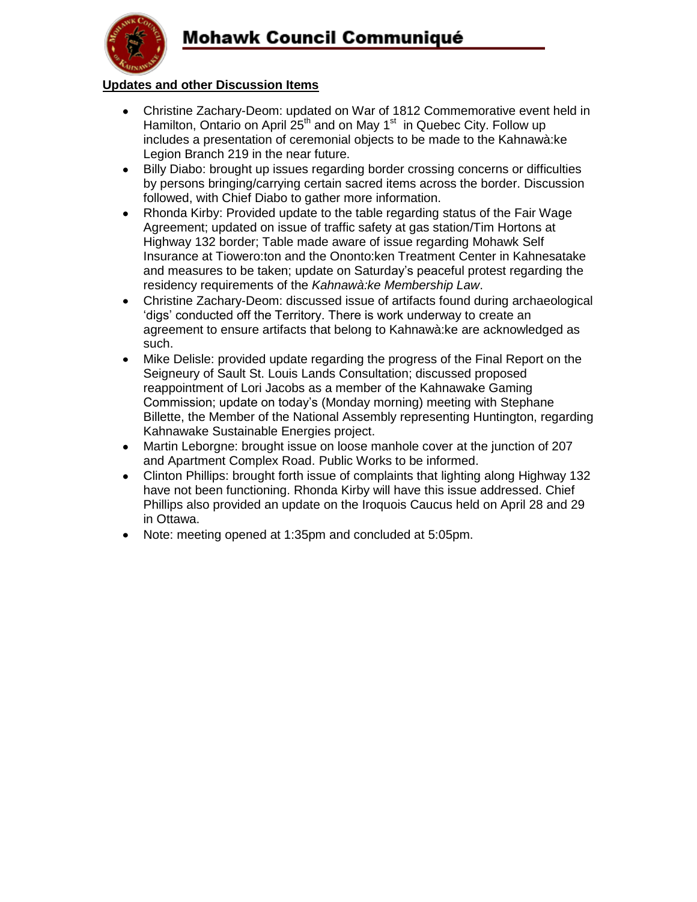**Updates and other Discussion Items**

- Christine Zachary-Deom: updated on War of 1812 Commemorative event held in Hamilton, Ontario on April 25th and on May 1st in Quebec City. Follow up includes a presentation of ceremonial objects to be made to the Kahnawà:ke Legion Branch 219 in the near future.
- Billy Diabo: brought up issues regarding border crossing concerns or difficulties by persons bringing/carrying certain sacred items across the border. Discussion followed, with Chief Diabo to gather more information.
- Rhonda Kirby: Provided update to the table regarding status of the Fair Wage Agreement; updated on issue of traffic safety at gas station/Tim Hortons at Highway 132 border; Table made aware of issue regarding Mohawk Self Insurance at Tiowero:ton and the Ononto:ken Treatment Center in Kahnesatake and measures to be taken; update on Saturday's peaceful protest regarding the residency requirements of the *Kahnawà:ke Membership Law*.
- Christine Zachary-Deom: discussed issue of artifacts found during archaeological 'digs' conducted off the Territory. There is work underway to create an agreement to ensure artifacts that belong to Kahnawà:ke are acknowledged as such.
- Mike Delisle: provided update regarding the progress of the Final Report on the Seigneury of Sault St. Louis Lands Consultation; discussed proposed reappointment of Lori Jacobs as a member of the Kahnawake Gaming Commission; update on today's (Monday morning) meeting with Stephane Billette, the Member of the National Assembly representing Huntington, regarding Kahnawake Sustainable Energies project.
- Martin Leborgne: brought issue on loose manhole cover at the junction of 207 and Apartment Complex Road. Public Works to be informed.
- Clinton Phillips: brought forth issue of complaints that lighting along Highway 132 have not been functioning. Rhonda Kirby will have this issue addressed. Chief Phillips also provided an update on the Iroquois Caucus held on April 28 and 29 in Ottawa.
- Note: meeting opened at 1:35pm and concluded at 5:05pm.